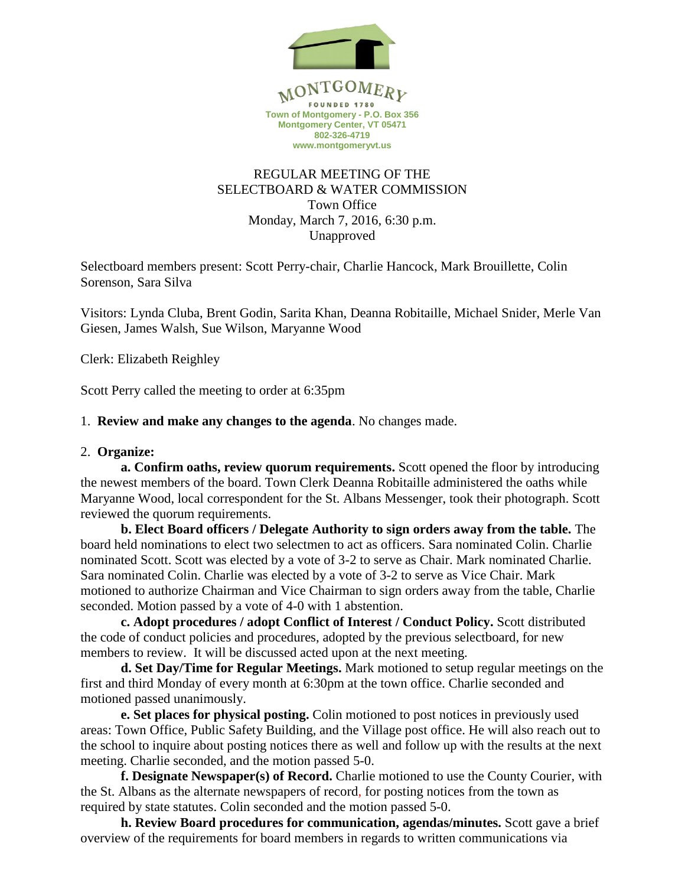MONTGOMERY

FOUNDED 1780

Town of Montgomery - P.O. Box 356
Montgomery Center, VT 05471
802-326-4719
www.montgomeryvt.us

REGULAR MEETING OF THE
SELECTBOARD & WATER COMMISSION
Town Office
Monday, March 7, 2016, 6:30 p.m.
Unapproved

Selectboard members present: Scott Perry-chair, Charlie Hancock, Mark Brouillette, Colin Sorenson, Sara Silva

Visitors: Lynda Cluba, Brent Godin, Sarita Khan, Deanna Robitaille, Michael Snider, Merle Van Giesen, James Walsh, Sue Wilson, Maryanne Wood

Clerk: Elizabeth Reighley

Scott Perry called the meeting to order at 6:35pm

1. **Review and make any changes to the agenda**. No changes made.

2. **Organize:**

**a. Confirm oaths, review quorum requirements.** Scott opened the floor by introducing the newest members of the board. Town Clerk Deanna Robitaille administered the oaths while Maryanne Wood, local correspondent for the St. Albans Messenger, took their photograph. Scott reviewed the quorum requirements.

**b. Elect Board officers / Delegate Authority to sign orders away from the table.** The board held nominations to elect two selectmen to act as officers. Sara nominated Colin. Charlie nominated Scott. Scott was elected by a vote of 3-2 to serve as Chair. Mark nominated Charlie. Sara nominated Colin. Charlie was elected by a vote of 3-2 to serve as Vice Chair. Mark motioned to authorize Chairman and Vice Chairman to sign orders away from the table, Charlie seconded. Motion passed by a vote of 4-0 with 1 abstention.

**c. Adopt procedures / adopt Conflict of Interest / Conduct Policy.** Scott distributed the code of conduct policies and procedures, adopted by the previous selectboard, for new members to review. It will be discussed acted upon at the next meeting.

**d. Set Day/Time for Regular Meetings.** Mark motioned to setup regular meetings on the first and third Monday of every month at 6:30pm at the town office. Charlie seconded and motioned passed unanimously.

**e. Set places for physical posting.** Colin motioned to post notices in previously used areas: Town Office, Public Safety Building, and the Village post office. He will also reach out to the school to inquire about posting notices there as well and follow up with the results at the next meeting. Charlie seconded, and the motion passed 5-0.

**f. Designate Newspaper(s) of Record.** Charlie motioned to use the County Courier, with the St. Albans as the alternate newspapers of record, for posting notices from the town as required by state statutes. Colin seconded and the motion passed 5-0.

**h. Review Board procedures for communication, agendas/minutes.** Scott gave a brief overview of the requirements for board members in regards to written communications via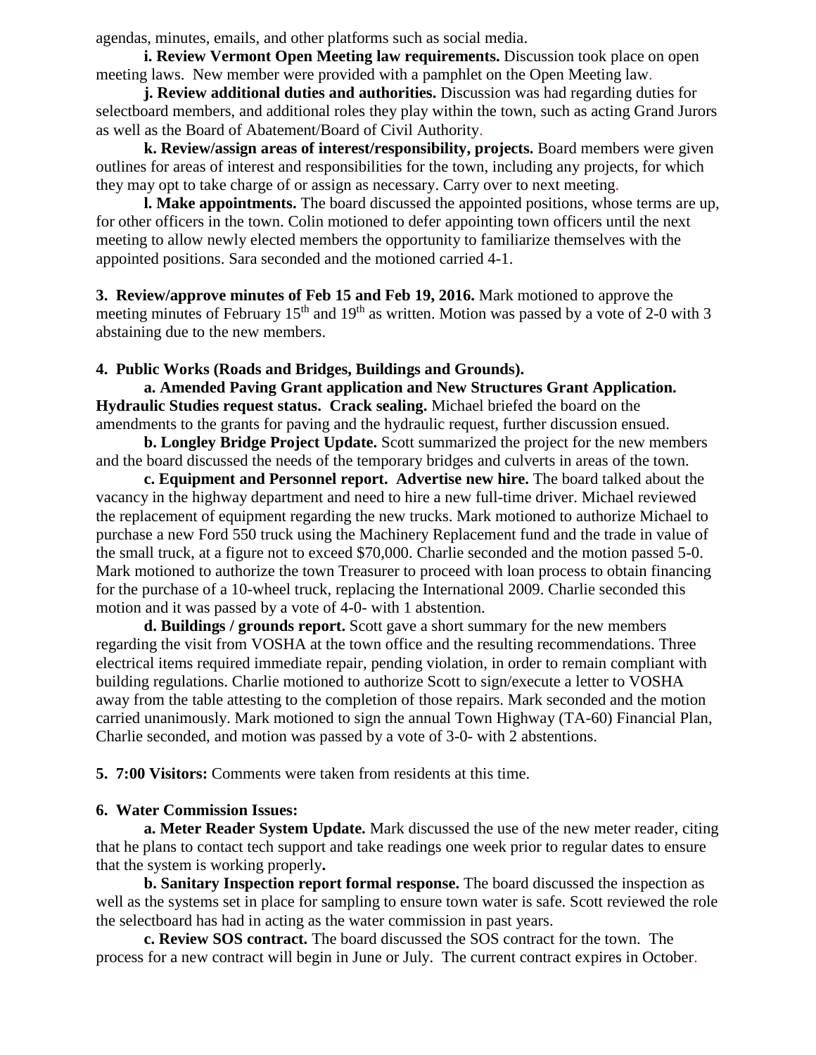agendas, minutes, emails, and other platforms such as social media.

**i. Review Vermont Open Meeting law requirements.** Discussion took place on open meeting laws. New member were provided with a pamphlet on the Open Meeting law.

**j. Review additional duties and authorities.** Discussion was had regarding duties for selectboard members, and additional roles they play within the town, such as acting Grand Jurors as well as the Board of Abatement/Board of Civil Authority.

**k. Review/assign areas of interest/responsibility, projects.** Board members were given outlines for areas of interest and responsibilities for the town, including any projects, for which they may opt to take charge of or assign as necessary. Carry over to next meeting.

**l. Make appointments.** The board discussed the appointed positions, whose terms are up, for other officers in the town. Colin motioned to defer appointing town officers until the next meeting to allow newly elected members the opportunity to familiarize themselves with the appointed positions. Sara seconded and the motioned carried 4-1.

**3. Review/approve minutes of Feb 15 and Feb 19, 2016.** Mark motioned to approve the meeting minutes of February 15th and 19th as written. Motion was passed by a vote of 2-0 with 3 abstaining due to the new members.

**4. Public Works (Roads and Bridges, Buildings and Grounds).**

**a. Amended Paving Grant application and New Structures Grant Application. Hydraulic Studies request status. Crack sealing.** Michael briefed the board on the amendments to the grants for paving and the hydraulic request, further discussion ensued.

**b. Longley Bridge Project Update.** Scott summarized the project for the new members and the board discussed the needs of the temporary bridges and culverts in areas of the town.

**c. Equipment and Personnel report. Advertise new hire.** The board talked about the vacancy in the highway department and need to hire a new full-time driver. Michael reviewed the replacement of equipment regarding the new trucks. Mark motioned to authorize Michael to purchase a new Ford 550 truck using the Machinery Replacement fund and the trade in value of the small truck, at a figure not to exceed $70,000. Charlie seconded and the motion passed 5-0. Mark motioned to authorize the town Treasurer to proceed with loan process to obtain financing for the purchase of a 10-wheel truck, replacing the International 2009. Charlie seconded this motion and it was passed by a vote of 4-0- with 1 abstention.

**d. Buildings / grounds report.** Scott gave a short summary for the new members regarding the visit from VOSHA at the town office and the resulting recommendations. Three electrical items required immediate repair, pending violation, in order to remain compliant with building regulations. Charlie motioned to authorize Scott to sign/execute a letter to VOSHA away from the table attesting to the completion of those repairs. Mark seconded and the motion carried unanimously. Mark motioned to sign the annual Town Highway (TA-60) Financial Plan, Charlie seconded, and motion was passed by a vote of 3-0- with 2 abstentions.

**5. 7:00 Visitors:** Comments were taken from residents at this time.

**6. Water Commission Issues:**

**a. Meter Reader System Update.** Mark discussed the use of the new meter reader, citing that he plans to contact tech support and take readings one week prior to regular dates to ensure that the system is working properly.

**b. Sanitary Inspection report formal response.** The board discussed the inspection as well as the systems set in place for sampling to ensure town water is safe. Scott reviewed the role the selectboard has had in acting as the water commission in past years.

**c. Review SOS contract.** The board discussed the SOS contract for the town. The process for a new contract will begin in June or July. The current contract expires in October.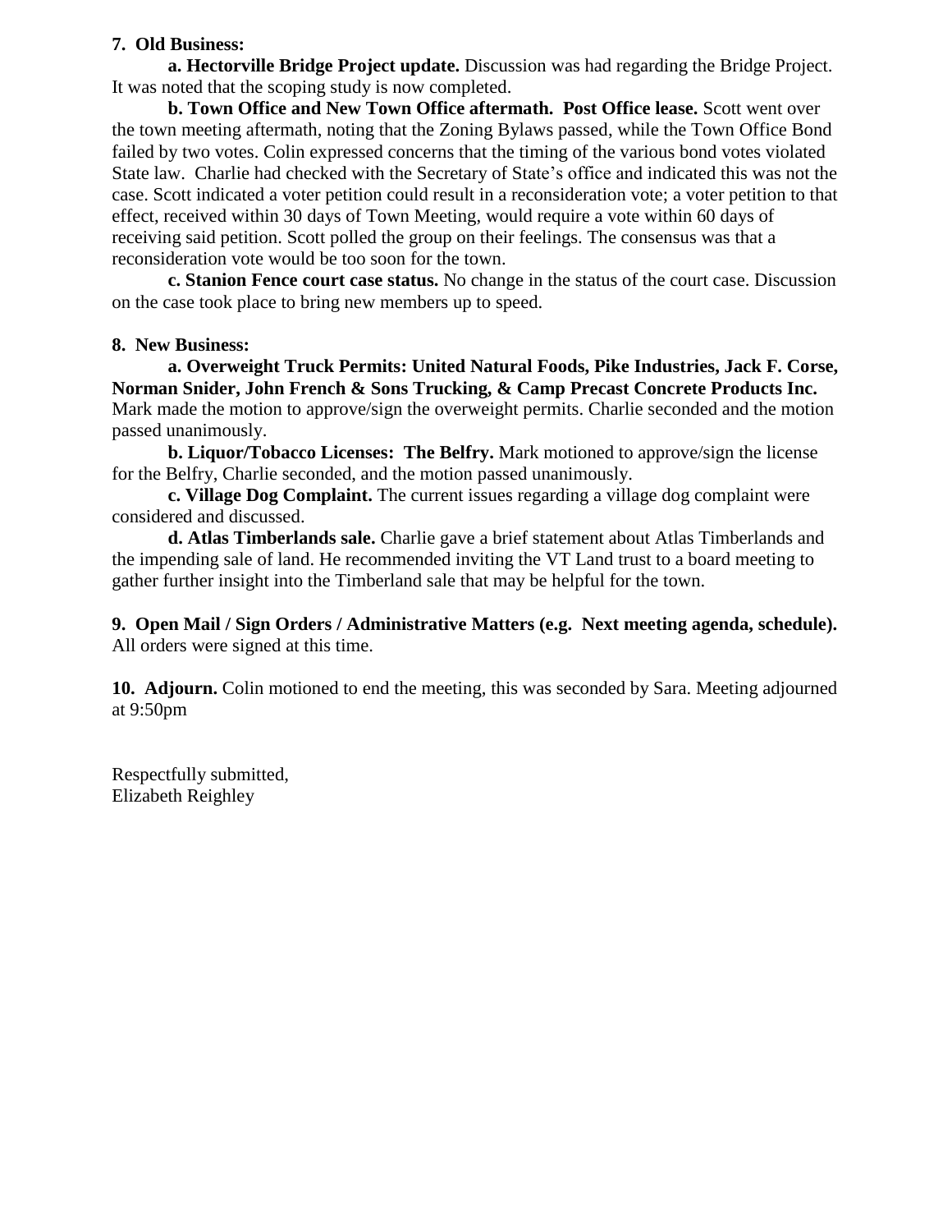**7. Old Business:**

**a. Hectorville Bridge Project update.** Discussion was had regarding the Bridge Project. It was noted that the scoping study is now completed.

**b. Town Office and New Town Office aftermath. Post Office lease.** Scott went over the town meeting aftermath, noting that the Zoning Bylaws passed, while the Town Office Bond failed by two votes. Colin expressed concerns that the timing of the various bond votes violated State law. Charlie had checked with the Secretary of State's office and indicated this was not the case. Scott indicated a voter petition could result in a reconsideration vote; a voter petition to that effect, received within 30 days of Town Meeting, would require a vote within 60 days of receiving said petition. Scott polled the group on their feelings. The consensus was that a reconsideration vote would be too soon for the town.

**c. Stanion Fence court case status.** No change in the status of the court case. Discussion on the case took place to bring new members up to speed.

**8. New Business:**

**a. Overweight Truck Permits: United Natural Foods, Pike Industries, Jack F. Corse, Norman Snider, John French & Sons Trucking, & Camp Precast Concrete Products Inc.** Mark made the motion to approve/sign the overweight permits. Charlie seconded and the motion passed unanimously.

**b. Liquor/Tobacco Licenses: The Belfry.** Mark motioned to approve/sign the license for the Belfry, Charlie seconded, and the motion passed unanimously.

**c. Village Dog Complaint.** The current issues regarding a village dog complaint were considered and discussed.

**d. Atlas Timberlands sale.** Charlie gave a brief statement about Atlas Timberlands and the impending sale of land. He recommended inviting the VT Land trust to a board meeting to gather further insight into the Timberland sale that may be helpful for the town.

**9. Open Mail / Sign Orders / Administrative Matters (e.g. Next meeting agenda, schedule).** All orders were signed at this time.

**10. Adjourn.** Colin motioned to end the meeting, this was seconded by Sara. Meeting adjourned at 9:50pm

Respectfully submitted,
Elizabeth Reighley